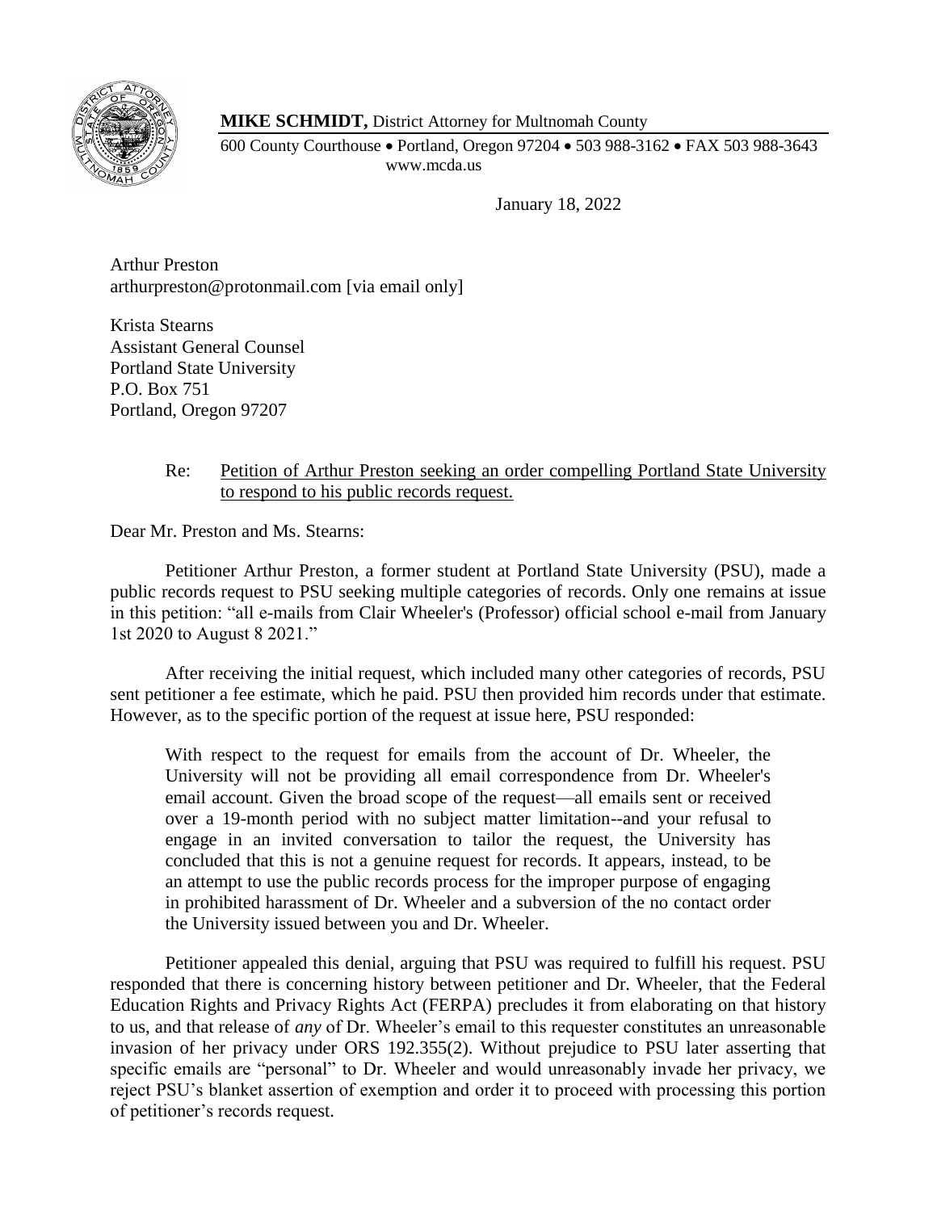**MIKE SCHMIDT,** District Attorney for Multnomah County

600 County Courthouse • Portland, Oregon 97204 • 503 988-3162 • FAX 503 988-3643
www.mcda.us

January 18, 2022

Arthur Preston
arthurpreston@protonmail.com [via email only]

Krista Stearns
Assistant General Counsel
Portland State University
P.O. Box 751
Portland, Oregon 97207

Re: Petition of Arthur Preston seeking an order compelling Portland State University to respond to his public records request.

Dear Mr. Preston and Ms. Stearns:

Petitioner Arthur Preston, a former student at Portland State University (PSU), made a public records request to PSU seeking multiple categories of records. Only one remains at issue in this petition: "all e-mails from Clair Wheeler's (Professor) official school e-mail from January 1st 2020 to August 8 2021."

After receiving the initial request, which included many other categories of records, PSU sent petitioner a fee estimate, which he paid. PSU then provided him records under that estimate. However, as to the specific portion of the request at issue here, PSU responded:

> With respect to the request for emails from the account of Dr. Wheeler, the University will not be providing all email correspondence from Dr. Wheeler's email account. Given the broad scope of the request—all emails sent or received over a 19-month period with no subject matter limitation--and your refusal to engage in an invited conversation to tailor the request, the University has concluded that this is not a genuine request for records. It appears, instead, to be an attempt to use the public records process for the improper purpose of engaging in prohibited harassment of Dr. Wheeler and a subversion of the no contact order the University issued between you and Dr. Wheeler.

Petitioner appealed this denial, arguing that PSU was required to fulfill his request. PSU responded that there is concerning history between petitioner and Dr. Wheeler, that the Federal Education Rights and Privacy Rights Act (FERPA) precludes it from elaborating on that history to us, and that release of *any* of Dr. Wheeler's email to this requester constitutes an unreasonable invasion of her privacy under ORS 192.355(2). Without prejudice to PSU later asserting that specific emails are "personal" to Dr. Wheeler and would unreasonably invade her privacy, we reject PSU's blanket assertion of exemption and order it to proceed with processing this portion of petitioner's records request.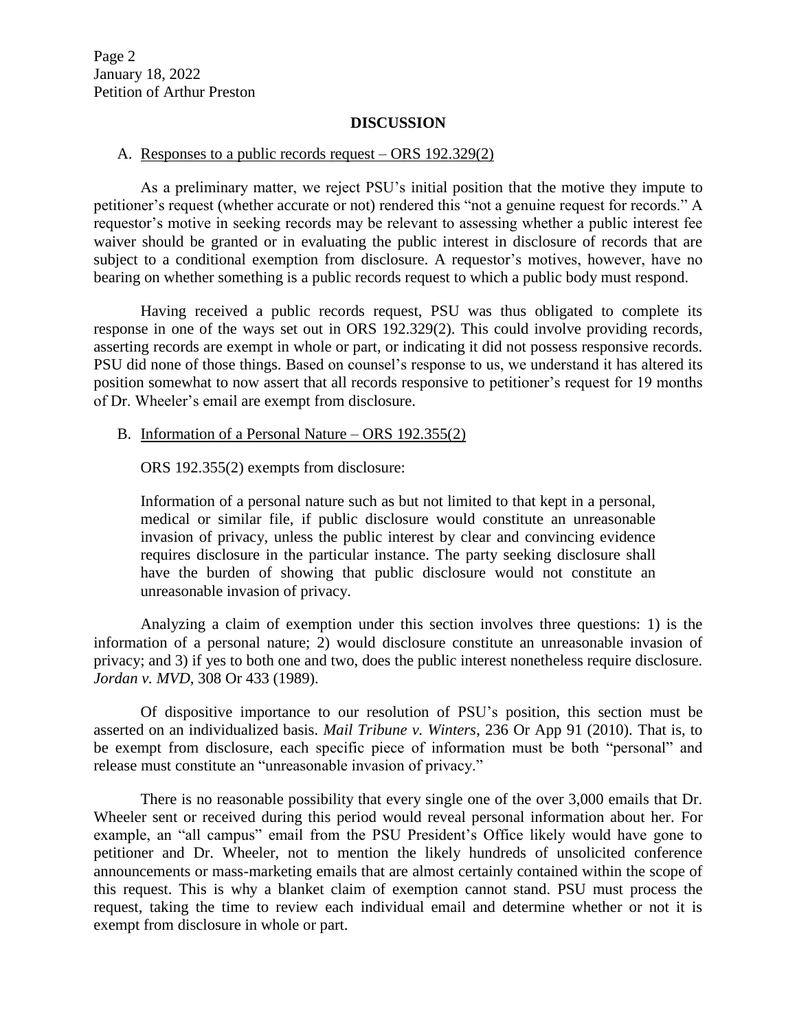## DISCUSSION

### A. Responses to a public records request – ORS 192.329(2)

As a preliminary matter, we reject PSU's initial position that the motive they impute to petitioner's request (whether accurate or not) rendered this "not a genuine request for records." A requestor's motive in seeking records may be relevant to assessing whether a public interest fee waiver should be granted or in evaluating the public interest in disclosure of records that are subject to a conditional exemption from disclosure. A requestor's motives, however, have no bearing on whether something is a public records request to which a public body must respond.

Having received a public records request, PSU was thus obligated to complete its response in one of the ways set out in ORS 192.329(2). This could involve providing records, asserting records are exempt in whole or part, or indicating it did not possess responsive records. PSU did none of those things. Based on counsel's response to us, we understand it has altered its position somewhat to now assert that all records responsive to petitioner's request for 19 months of Dr. Wheeler's email are exempt from disclosure.

### B. Information of a Personal Nature – ORS 192.355(2)

ORS 192.355(2) exempts from disclosure:

> Information of a personal nature such as but not limited to that kept in a personal, medical or similar file, if public disclosure would constitute an unreasonable invasion of privacy, unless the public interest by clear and convincing evidence requires disclosure in the particular instance. The party seeking disclosure shall have the burden of showing that public disclosure would not constitute an unreasonable invasion of privacy.

Analyzing a claim of exemption under this section involves three questions: 1) is the information of a personal nature; 2) would disclosure constitute an unreasonable invasion of privacy; and 3) if yes to both one and two, does the public interest nonetheless require disclosure. *Jordan v. MVD*, 308 Or 433 (1989).

Of dispositive importance to our resolution of PSU's position, this section must be asserted on an individualized basis. *Mail Tribune v. Winters*, 236 Or App 91 (2010). That is, to be exempt from disclosure, each specific piece of information must be both "personal" and release must constitute an "unreasonable invasion of privacy."

There is no reasonable possibility that every single one of the over 3,000 emails that Dr. Wheeler sent or received during this period would reveal personal information about her. For example, an "all campus" email from the PSU President's Office likely would have gone to petitioner and Dr. Wheeler, not to mention the likely hundreds of unsolicited conference announcements or mass-marketing emails that are almost certainly contained within the scope of this request. This is why a blanket claim of exemption cannot stand. PSU must process the request, taking the time to review each individual email and determine whether or not it is exempt from disclosure in whole or part.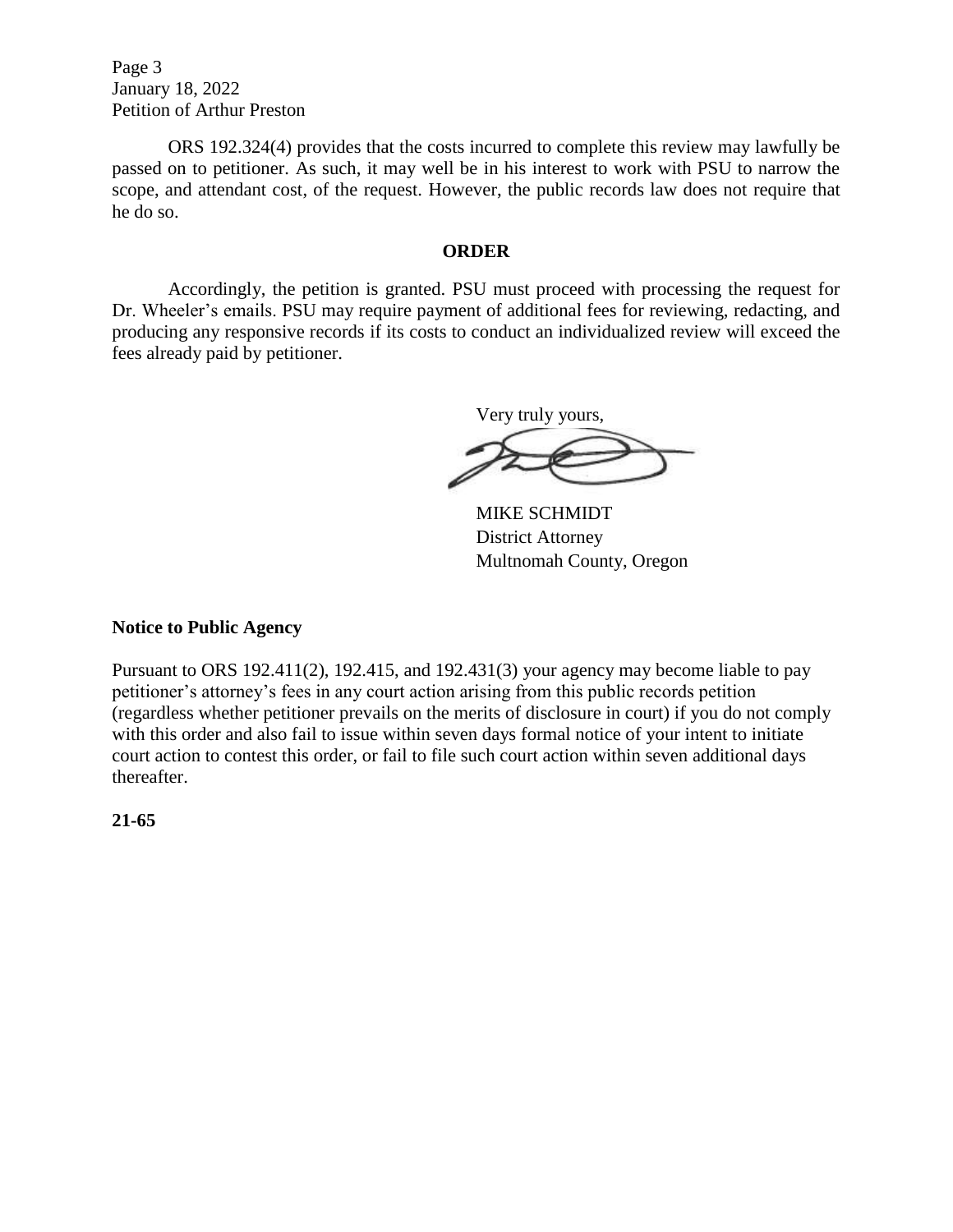ORS 192.324(4) provides that the costs incurred to complete this review may lawfully be passed on to petitioner. As such, it may well be in his interest to work with PSU to narrow the scope, and attendant cost, of the request. However, the public records law does not require that he do so.

## ORDER

Accordingly, the petition is granted. PSU must proceed with processing the request for Dr. Wheeler's emails. PSU may require payment of additional fees for reviewing, redacting, and producing any responsive records if its costs to conduct an individualized review will exceed the fees already paid by petitioner.

Very truly yours,

MIKE SCHMIDT
District Attorney
Multnomah County, Oregon

**Notice to Public Agency**

Pursuant to ORS 192.411(2), 192.415, and 192.431(3) your agency may become liable to pay petitioner's attorney's fees in any court action arising from this public records petition (regardless whether petitioner prevails on the merits of disclosure in court) if you do not comply with this order and also fail to issue within seven days formal notice of your intent to initiate court action to contest this order, or fail to file such court action within seven additional days thereafter.

**21-65**